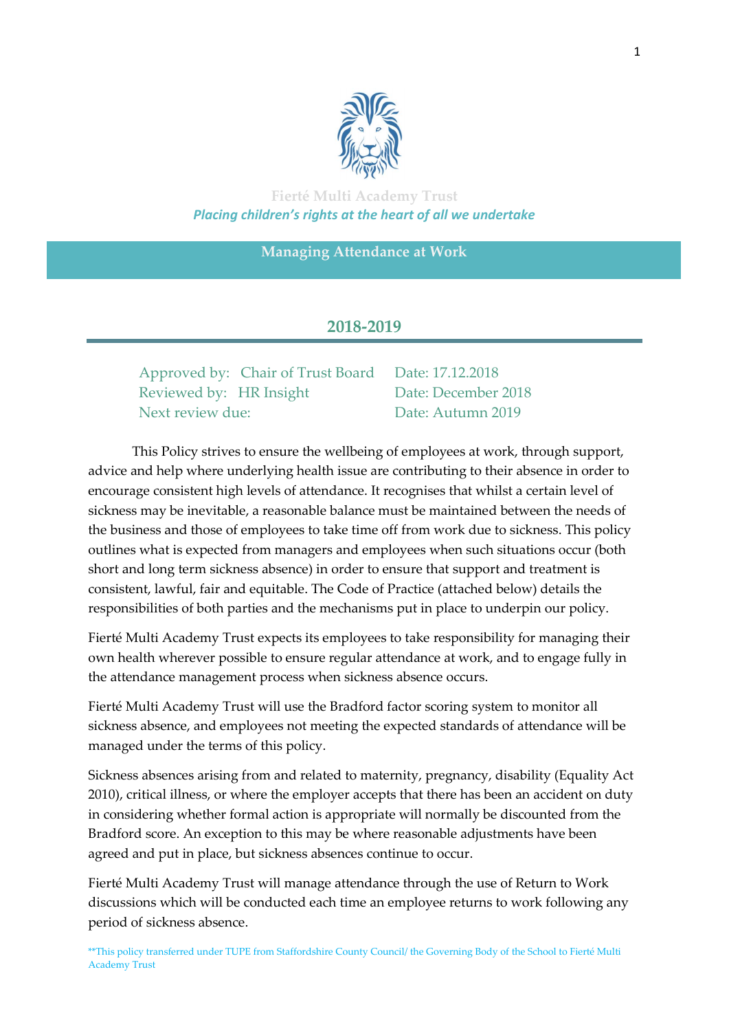Fierté Multi Academy Trust

*Placing children's rights at the heart of all we undertake*

# Managing Attendance at Work

## 2018-2019

| | | |
|---|---|---|
| Approved by: | Chair of Trust Board | Date: 17.12.2018 |
| Reviewed by: | HR Insight | Date: December 2018 |
| Next review due: | | Date: Autumn 2019 |

This Policy strives to ensure the wellbeing of employees at work, through support, advice and help where underlying health issue are contributing to their absence in order to encourage consistent high levels of attendance. It recognises that whilst a certain level of sickness may be inevitable, a reasonable balance must be maintained between the needs of the business and those of employees to take time off from work due to sickness. This policy outlines what is expected from managers and employees when such situations occur (both short and long term sickness absence) in order to ensure that support and treatment is consistent, lawful, fair and equitable. The Code of Practice (attached below) details the responsibilities of both parties and the mechanisms put in place to underpin our policy.

Fierté Multi Academy Trust expects its employees to take responsibility for managing their own health wherever possible to ensure regular attendance at work, and to engage fully in the attendance management process when sickness absence occurs.

Fierté Multi Academy Trust will use the Bradford factor scoring system to monitor all sickness absence, and employees not meeting the expected standards of attendance will be managed under the terms of this policy.

Sickness absences arising from and related to maternity, pregnancy, disability (Equality Act 2010), critical illness, or where the employer accepts that there has been an accident on duty in considering whether formal action is appropriate will normally be discounted from the Bradford score. An exception to this may be where reasonable adjustments have been agreed and put in place, but sickness absences continue to occur.

Fierté Multi Academy Trust will manage attendance through the use of Return to Work discussions which will be conducted each time an employee returns to work following any period of sickness absence.

**This policy transferred under TUPE from Staffordshire County Council/ the Governing Body of the School to Fierté Multi Academy Trust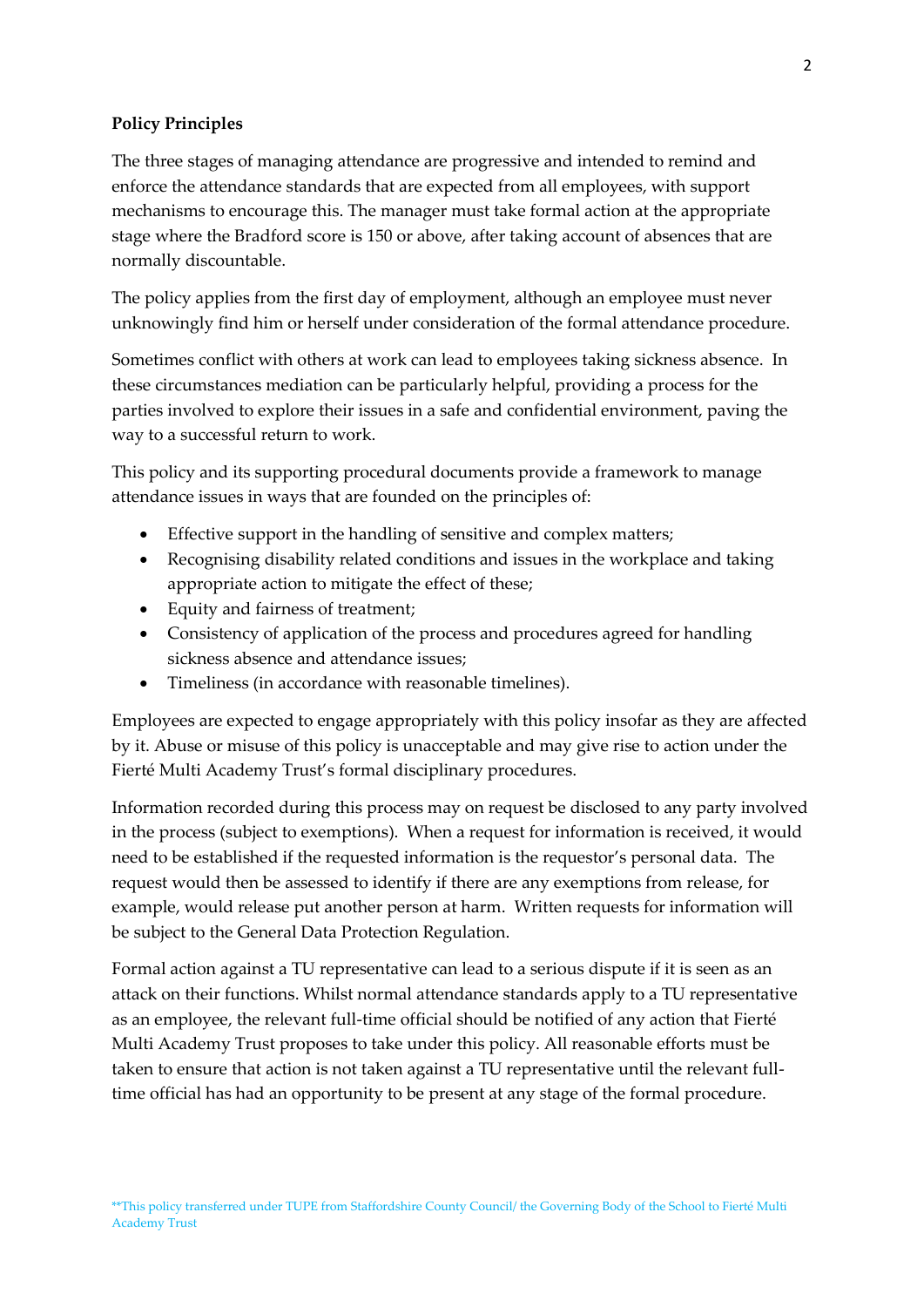**Policy Principles**

The three stages of managing attendance are progressive and intended to remind and enforce the attendance standards that are expected from all employees, with support mechanisms to encourage this. The manager must take formal action at the appropriate stage where the Bradford score is 150 or above, after taking account of absences that are normally discountable.

The policy applies from the first day of employment, although an employee must never unknowingly find him or herself under consideration of the formal attendance procedure.

Sometimes conflict with others at work can lead to employees taking sickness absence. In these circumstances mediation can be particularly helpful, providing a process for the parties involved to explore their issues in a safe and confidential environment, paving the way to a successful return to work.

This policy and its supporting procedural documents provide a framework to manage attendance issues in ways that are founded on the principles of:

- Effective support in the handling of sensitive and complex matters;
- Recognising disability related conditions and issues in the workplace and taking appropriate action to mitigate the effect of these;
- Equity and fairness of treatment;
- Consistency of application of the process and procedures agreed for handling sickness absence and attendance issues;
- Timeliness (in accordance with reasonable timelines).

Employees are expected to engage appropriately with this policy insofar as they are affected by it. Abuse or misuse of this policy is unacceptable and may give rise to action under the Fierté Multi Academy Trust's formal disciplinary procedures.

Information recorded during this process may on request be disclosed to any party involved in the process (subject to exemptions). When a request for information is received, it would need to be established if the requested information is the requestor's personal data. The request would then be assessed to identify if there are any exemptions from release, for example, would release put another person at harm. Written requests for information will be subject to the General Data Protection Regulation.

Formal action against a TU representative can lead to a serious dispute if it is seen as an attack on their functions. Whilst normal attendance standards apply to a TU representative as an employee, the relevant full-time official should be notified of any action that Fierté Multi Academy Trust proposes to take under this policy. All reasonable efforts must be taken to ensure that action is not taken against a TU representative until the relevant full-time official has had an opportunity to be present at any stage of the formal procedure.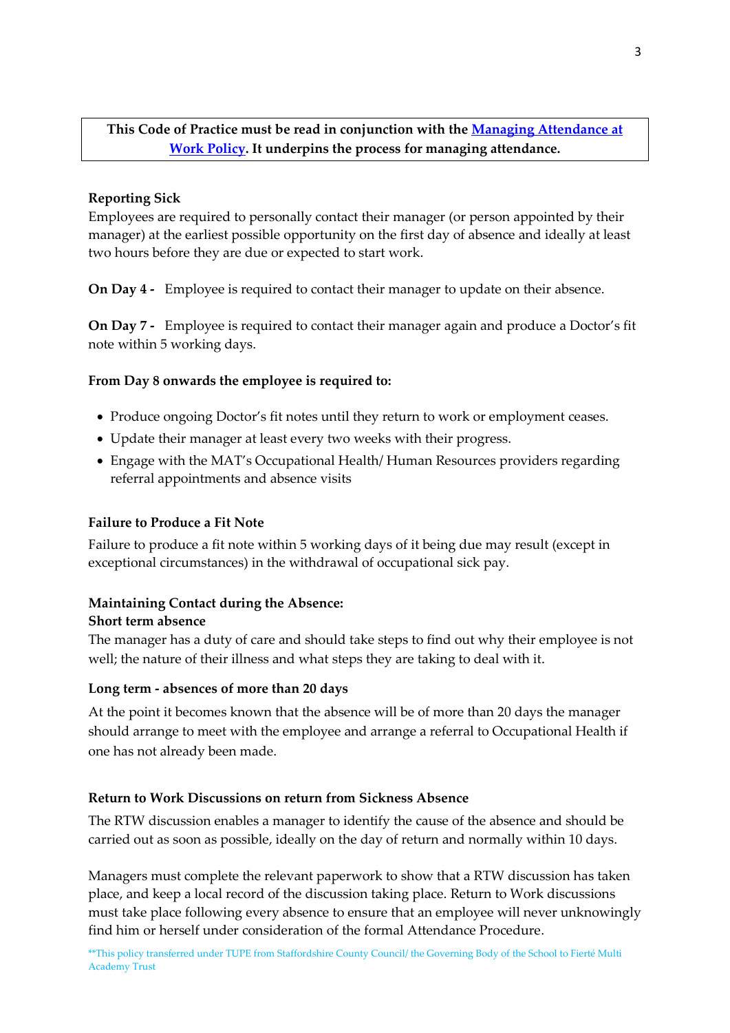**This Code of Practice must be read in conjunction with the Managing Attendance at Work Policy. It underpins the process for managing attendance.**

**Reporting Sick**

Employees are required to personally contact their manager (or person appointed by their manager) at the earliest possible opportunity on the first day of absence and ideally at least two hours before they are due or expected to start work.

**On Day 4 -** Employee is required to contact their manager to update on their absence.

**On Day 7 -** Employee is required to contact their manager again and produce a Doctor's fit note within 5 working days.

**From Day 8 onwards the employee is required to:**

- Produce ongoing Doctor's fit notes until they return to work or employment ceases.
- Update their manager at least every two weeks with their progress.
- Engage with the MAT's Occupational Health/ Human Resources providers regarding referral appointments and absence visits

**Failure to Produce a Fit Note**

Failure to produce a fit note within 5 working days of it being due may result (except in exceptional circumstances) in the withdrawal of occupational sick pay.

**Maintaining Contact during the Absence:**

**Short term absence**

The manager has a duty of care and should take steps to find out why their employee is not well; the nature of their illness and what steps they are taking to deal with it.

**Long term - absences of more than 20 days**

At the point it becomes known that the absence will be of more than 20 days the manager should arrange to meet with the employee and arrange a referral to Occupational Health if one has not already been made.

**Return to Work Discussions on return from Sickness Absence**

The RTW discussion enables a manager to identify the cause of the absence and should be carried out as soon as possible, ideally on the day of return and normally within 10 days.

Managers must complete the relevant paperwork to show that a RTW discussion has taken place, and keep a local record of the discussion taking place. Return to Work discussions must take place following every absence to ensure that an employee will never unknowingly find him or herself under consideration of the formal Attendance Procedure.

**This policy transferred under TUPE from Staffordshire County Council/ the Governing Body of the School to Fierté Multi Academy Trust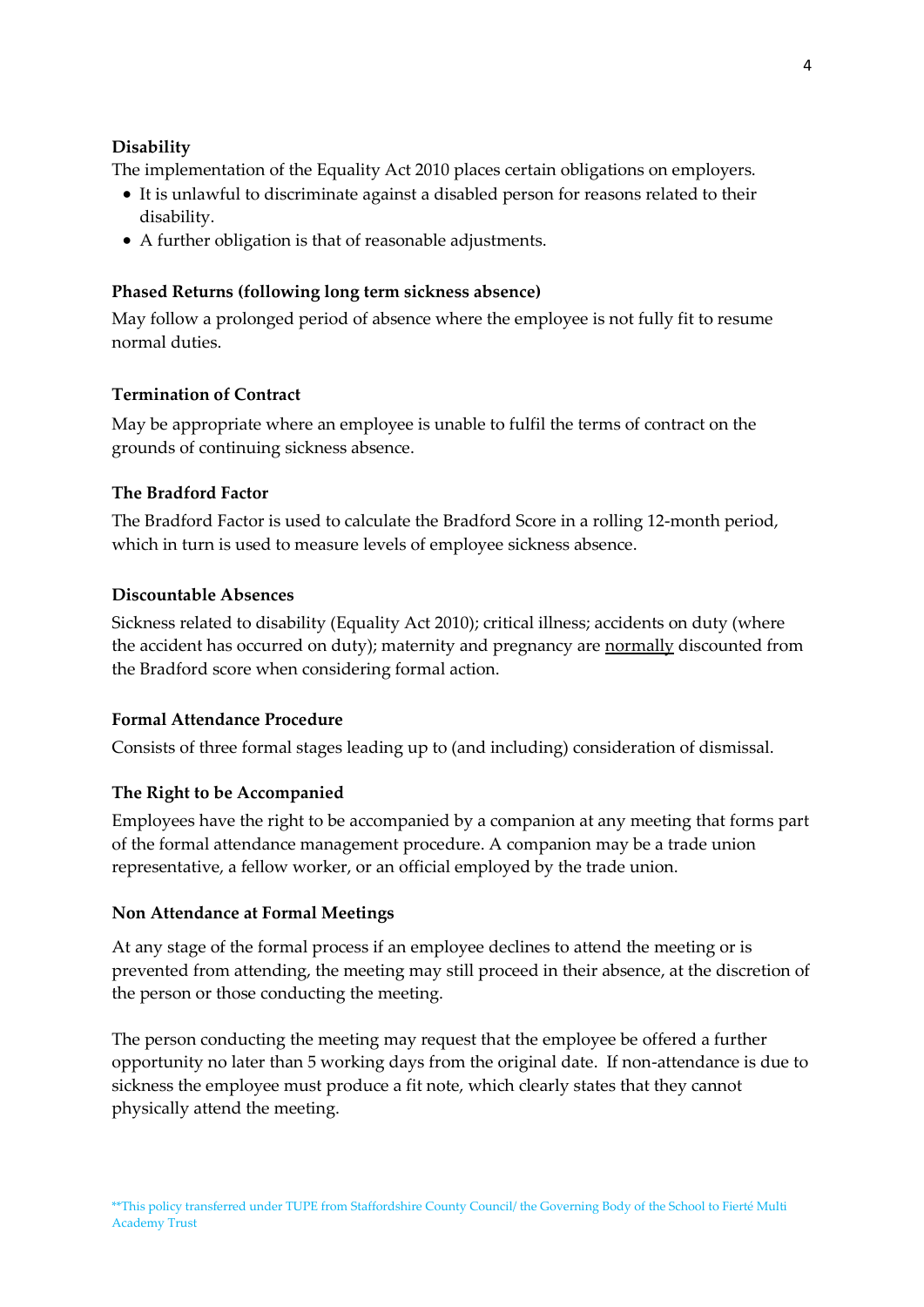**Disability**

The implementation of the Equality Act 2010 places certain obligations on employers.

- It is unlawful to discriminate against a disabled person for reasons related to their disability.
- A further obligation is that of reasonable adjustments.

**Phased Returns (following long term sickness absence)**

May follow a prolonged period of absence where the employee is not fully fit to resume normal duties.

**Termination of Contract**

May be appropriate where an employee is unable to fulfil the terms of contract on the grounds of continuing sickness absence.

**The Bradford Factor**

The Bradford Factor is used to calculate the Bradford Score in a rolling 12-month period, which in turn is used to measure levels of employee sickness absence.

**Discountable Absences**

Sickness related to disability (Equality Act 2010); critical illness; accidents on duty (where the accident has occurred on duty); maternity and pregnancy are <u>normally</u> discounted from the Bradford score when considering formal action.

**Formal Attendance Procedure**

Consists of three formal stages leading up to (and including) consideration of dismissal.

**The Right to be Accompanied**

Employees have the right to be accompanied by a companion at any meeting that forms part of the formal attendance management procedure. A companion may be a trade union representative, a fellow worker, or an official employed by the trade union.

**Non Attendance at Formal Meetings**

At any stage of the formal process if an employee declines to attend the meeting or is prevented from attending, the meeting may still proceed in their absence, at the discretion of the person or those conducting the meeting.

The person conducting the meeting may request that the employee be offered a further opportunity no later than 5 working days from the original date. If non-attendance is due to sickness the employee must produce a fit note, which clearly states that they cannot physically attend the meeting.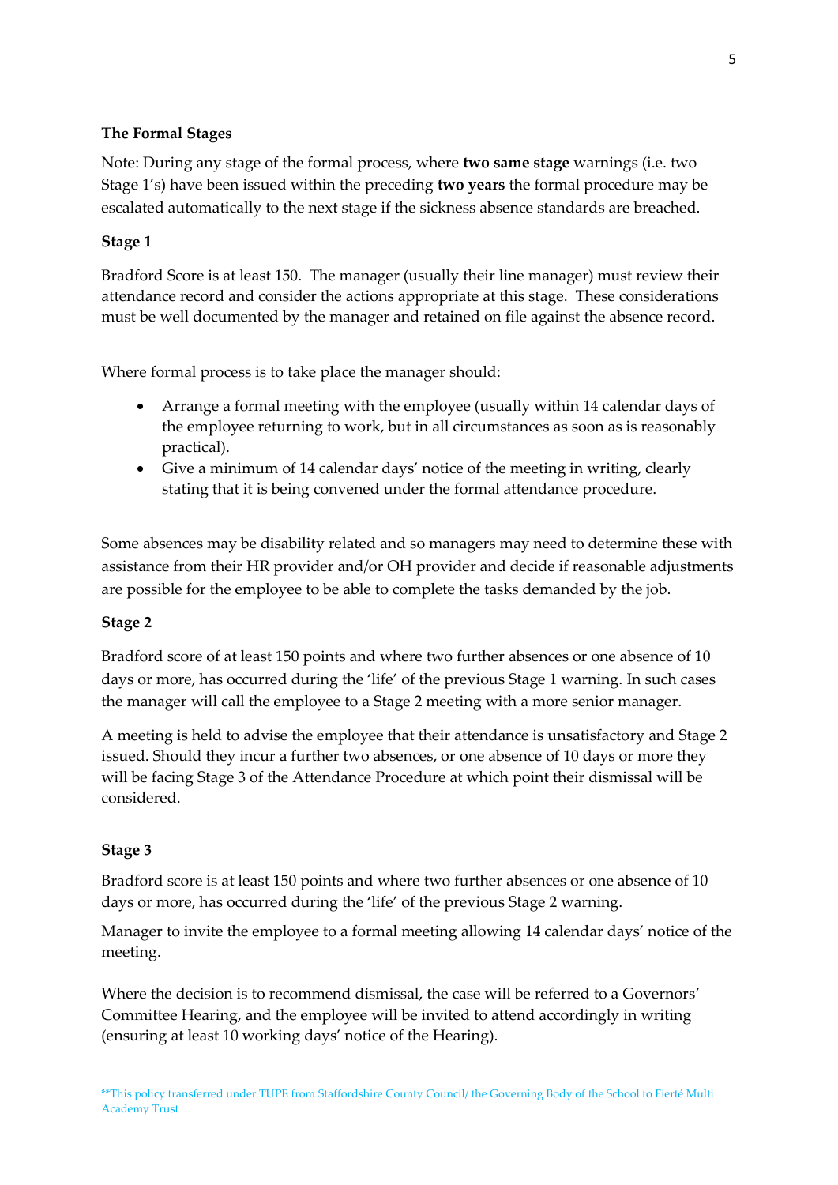**The Formal Stages**

Note: During any stage of the formal process, where **two same stage** warnings (i.e. two Stage 1's) have been issued within the preceding **two years** the formal procedure may be escalated automatically to the next stage if the sickness absence standards are breached.

**Stage 1**

Bradford Score is at least 150. The manager (usually their line manager) must review their attendance record and consider the actions appropriate at this stage. These considerations must be well documented by the manager and retained on file against the absence record.

Where formal process is to take place the manager should:

- Arrange a formal meeting with the employee (usually within 14 calendar days of the employee returning to work, but in all circumstances as soon as is reasonably practical).
- Give a minimum of 14 calendar days' notice of the meeting in writing, clearly stating that it is being convened under the formal attendance procedure.

Some absences may be disability related and so managers may need to determine these with assistance from their HR provider and/or OH provider and decide if reasonable adjustments are possible for the employee to be able to complete the tasks demanded by the job.

**Stage 2**

Bradford score of at least 150 points and where two further absences or one absence of 10 days or more, has occurred during the 'life' of the previous Stage 1 warning. In such cases the manager will call the employee to a Stage 2 meeting with a more senior manager.

A meeting is held to advise the employee that their attendance is unsatisfactory and Stage 2 issued. Should they incur a further two absences, or one absence of 10 days or more they will be facing Stage 3 of the Attendance Procedure at which point their dismissal will be considered.

**Stage 3**

Bradford score is at least 150 points and where two further absences or one absence of 10 days or more, has occurred during the 'life' of the previous Stage 2 warning.

Manager to invite the employee to a formal meeting allowing 14 calendar days' notice of the meeting.

Where the decision is to recommend dismissal, the case will be referred to a Governors' Committee Hearing, and the employee will be invited to attend accordingly in writing (ensuring at least 10 working days' notice of the Hearing).

**This policy transferred under TUPE from Staffordshire County Council/ the Governing Body of the School to Fierté Multi Academy Trust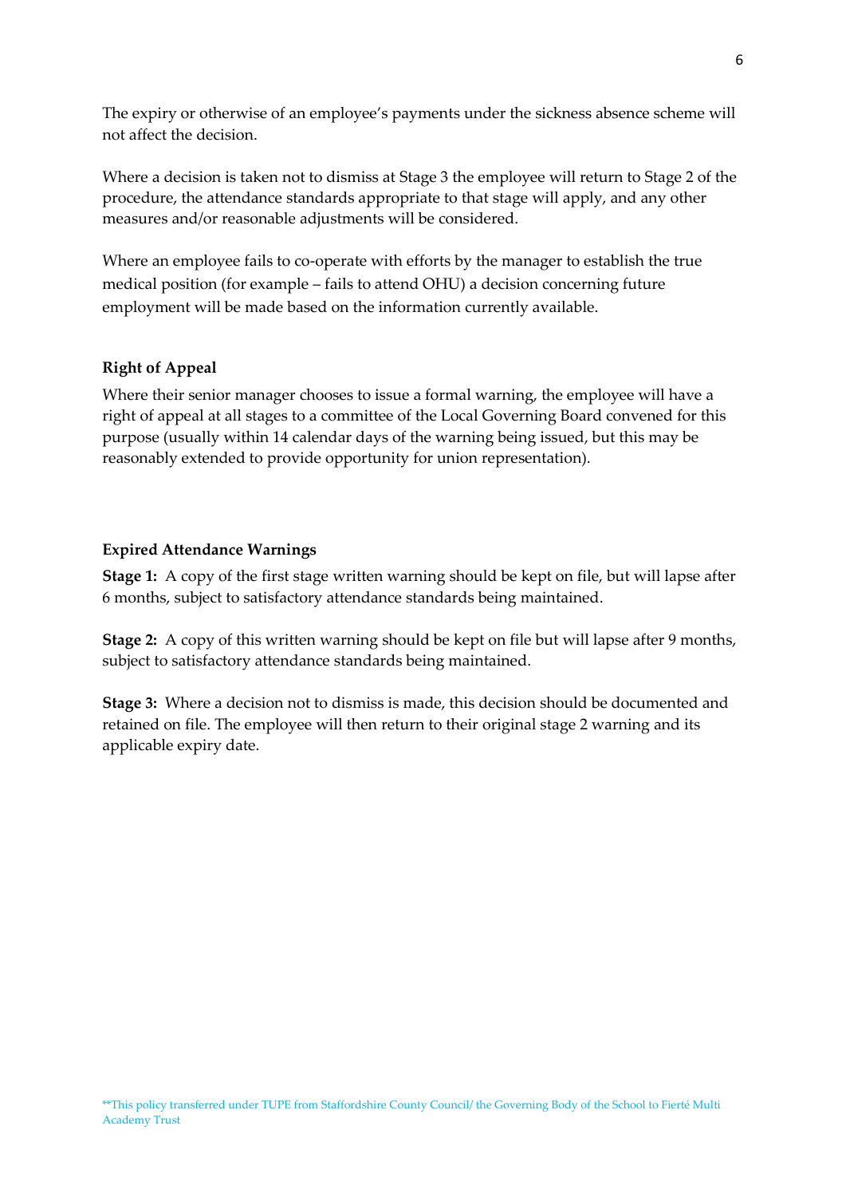The expiry or otherwise of an employee's payments under the sickness absence scheme will not affect the decision.

Where a decision is taken not to dismiss at Stage 3 the employee will return to Stage 2 of the procedure, the attendance standards appropriate to that stage will apply, and any other measures and/or reasonable adjustments will be considered.

Where an employee fails to co-operate with efforts by the manager to establish the true medical position (for example – fails to attend OHU) a decision concerning future employment will be made based on the information currently available.

**Right of Appeal**

Where their senior manager chooses to issue a formal warning, the employee will have a right of appeal at all stages to a committee of the Local Governing Board convened for this purpose (usually within 14 calendar days of the warning being issued, but this may be reasonably extended to provide opportunity for union representation).

**Expired Attendance Warnings**

**Stage 1:** A copy of the first stage written warning should be kept on file, but will lapse after 6 months, subject to satisfactory attendance standards being maintained.

**Stage 2:** A copy of this written warning should be kept on file but will lapse after 9 months, subject to satisfactory attendance standards being maintained.

**Stage 3:** Where a decision not to dismiss is made, this decision should be documented and retained on file. The employee will then return to their original stage 2 warning and its applicable expiry date.

**This policy transferred under TUPE from Staffordshire County Council/ the Governing Body of the School to Fierté Multi Academy Trust